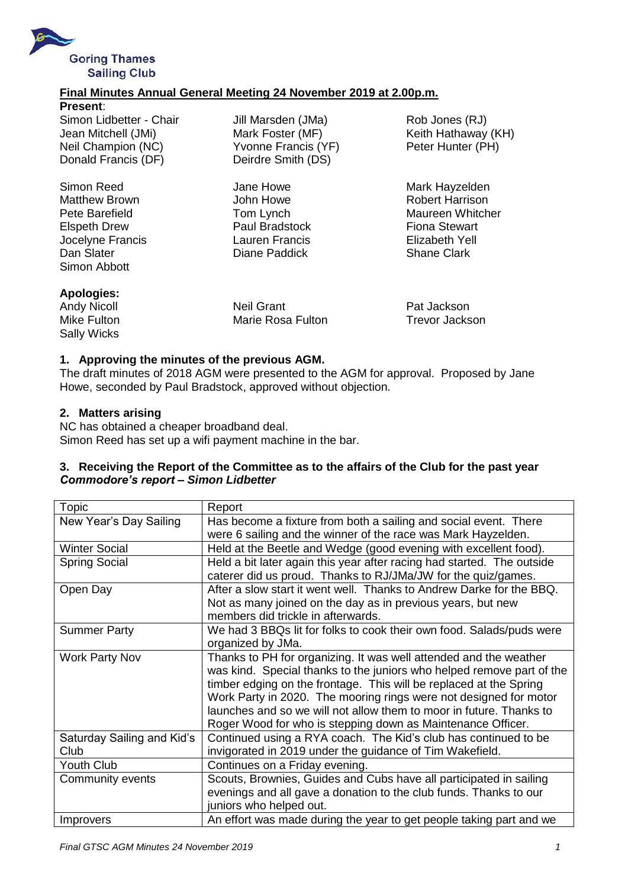Goring Thames Sailing Club

## Final Minutes Annual General Meeting 24 November 2019 at 2.00p.m.

**Present**:

Simon Lidbetter - Chair
Jean Mitchell (JMi)
Neil Champion (NC)
Donald Francis (DF)
Jill Marsden (JMa)
Mark Foster (MF)
Yvonne Francis (YF)
Deirdre Smith (DS)
Rob Jones (RJ)
Keith Hathaway (KH)
Peter Hunter (PH)

Simon Reed
Matthew Brown
Pete Barefield
Elspeth Drew
Jocelyne Francis
Dan Slater
Simon Abbott
Jane Howe
John Howe
Tom Lynch
Paul Bradstock
Lauren Francis
Diane Paddick
Mark Hayzelden
Robert Harrison
Maureen Whitcher
Fiona Stewart
Elizabeth Yell
Shane Clark

**Apologies:**

Andy Nicoll
Mike Fulton
Sally Wicks
Neil Grant
Marie Rosa Fulton
Pat Jackson
Trevor Jackson

### 1. Approving the minutes of the previous AGM.

The draft minutes of 2018 AGM were presented to the AGM for approval. Proposed by Jane Howe, seconded by Paul Bradstock, approved without objection.

### 2. Matters arising

NC has obtained a cheaper broadband deal.
Simon Reed has set up a wifi payment machine in the bar.

### 3. Receiving the Report of the Committee as to the affairs of the Club for the past year

***Commodore's report – Simon Lidbetter***

| Topic | Report |
|---|---|
| New Year's Day Sailing | Has become a fixture from both a sailing and social event. There were 6 sailing and the winner of the race was Mark Hayzelden. |
| Winter Social | Held at the Beetle and Wedge (good evening with excellent food). |
| Spring Social | Held a bit later again this year after racing had started. The outside caterer did us proud. Thanks to RJ/JMa/JW for the quiz/games. |
| Open Day | After a slow start it went well. Thanks to Andrew Darke for the BBQ. Not as many joined on the day as in previous years, but new members did trickle in afterwards. |
| Summer Party | We had 3 BBQs lit for folks to cook their own food. Salads/puds were organized by JMa. |
| Work Party Nov | Thanks to PH for organizing. It was well attended and the weather was kind. Special thanks to the juniors who helped remove part of the timber edging on the frontage. This will be replaced at the Spring Work Party in 2020. The mooring rings were not designed for motor launches and so we will not allow them to moor in future. Thanks to Roger Wood for who is stepping down as Maintenance Officer. |
| Saturday Sailing and Kid's Club | Continued using a RYA coach. The Kid's club has continued to be invigorated in 2019 under the guidance of Tim Wakefield. |
| Youth Club | Continues on a Friday evening. |
| Community events | Scouts, Brownies, Guides and Cubs have all participated in sailing evenings and all gave a donation to the club funds. Thanks to our juniors who helped out. |
| Improvers | An effort was made during the year to get people taking part and we |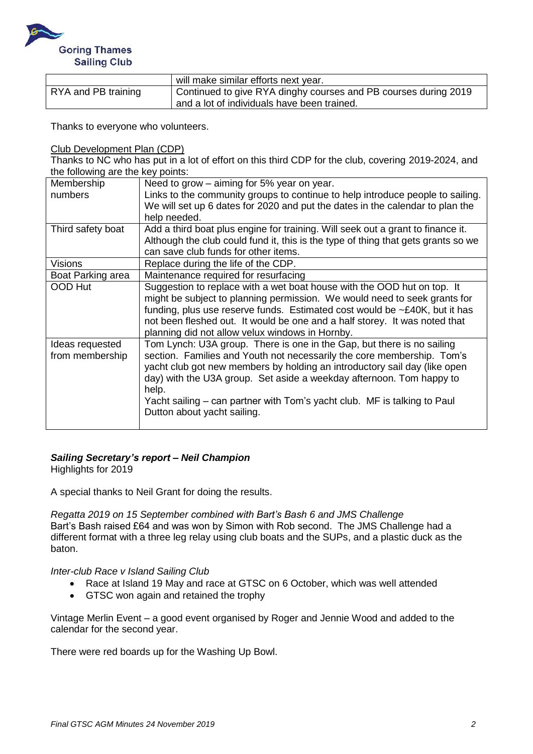| | will make similar efforts next year. |
|---|---|
| RYA and PB training | Continued to give RYA dinghy courses and PB courses during 2019 and a lot of individuals have been trained. |

Thanks to everyone who volunteers.

Club Development Plan (CDP)

Thanks to NC who has put in a lot of effort on this third CDP for the club, covering 2019-2024, and the following are the key points:

| Membership numbers | Need to grow – aiming for 5% year on year. Links to the community groups to continue to help introduce people to sailing. We will set up 6 dates for 2020 and put the dates in the calendar to plan the help needed. |
|---|---|
| Third safety boat | Add a third boat plus engine for training. Will seek out a grant to finance it. Although the club could fund it, this is the type of thing that gets grants so we can save club funds for other items. |
| Visions | Replace during the life of the CDP. |
| Boat Parking area | Maintenance required for resurfacing |
| OOD Hut | Suggestion to replace with a wet boat house with the OOD hut on top. It might be subject to planning permission. We would need to seek grants for funding, plus use reserve funds. Estimated cost would be ~£40K, but it has not been fleshed out. It would be one and a half storey. It was noted that planning did not allow velux windows in Hornby. |
| Ideas requested from membership | Tom Lynch: U3A group. There is one in the Gap, but there is no sailing section. Families and Youth not necessarily the core membership. Tom's yacht club got new members by holding an introductory sail day (like open day) with the U3A group. Set aside a weekday afternoon. Tom happy to help. Yacht sailing – can partner with Tom's yacht club. MF is talking to Paul Dutton about yacht sailing. |

***Sailing Secretary's report – Neil Champion***

Highlights for 2019

A special thanks to Neil Grant for doing the results.

*Regatta 2019 on 15 September combined with Bart's Bash 6 and JMS Challenge*

Bart's Bash raised £64 and was won by Simon with Rob second. The JMS Challenge had a different format with a three leg relay using club boats and the SUPs, and a plastic duck as the baton.

*Inter-club Race v Island Sailing Club*

- Race at Island 19 May and race at GTSC on 6 October, which was well attended
- GTSC won again and retained the trophy

Vintage Merlin Event – a good event organised by Roger and Jennie Wood and added to the calendar for the second year.

There were red boards up for the Washing Up Bowl.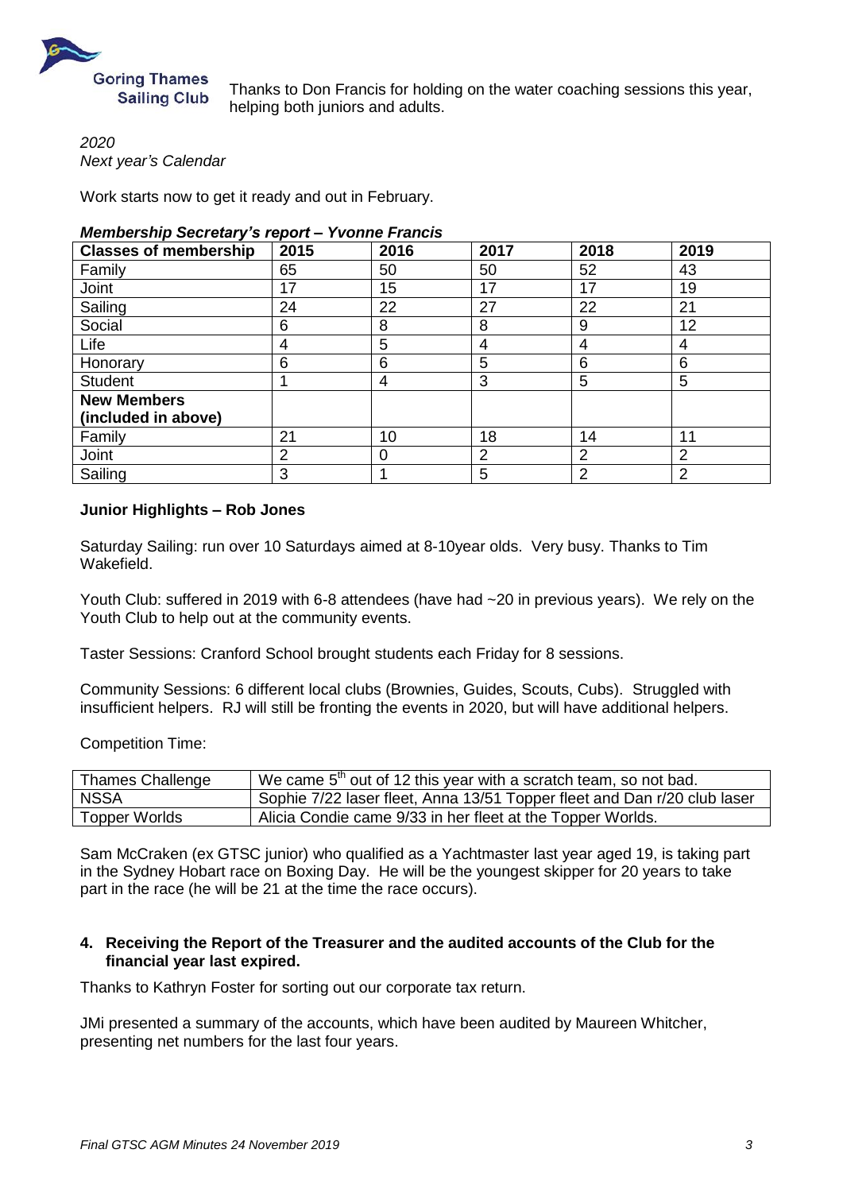Thanks to Don Francis for holding on the water coaching sessions this year, helping both juniors and adults.

*2020*
*Next year's Calendar*

Work starts now to get it ready and out in February.

***Membership Secretary's report – Yvonne Francis***

| **Classes of membership** | **2015** | **2016** | **2017** | **2018** | **2019** |
|---|---|---|---|---|---|
| Family | 65 | 50 | 50 | 52 | 43 |
| Joint | 17 | 15 | 17 | 17 | 19 |
| Sailing | 24 | 22 | 27 | 22 | 21 |
| Social | 6 | 8 | 8 | 9 | 12 |
| Life | 4 | 5 | 4 | 4 | 4 |
| Honorary | 6 | 6 | 5 | 6 | 6 |
| Student | 1 | 4 | 3 | 5 | 5 |
| **New Members (included in above)** | | | | | |
| Family | 21 | 10 | 18 | 14 | 11 |
| Joint | 2 | 0 | 2 | 2 | 2 |
| Sailing | 3 | 1 | 5 | 2 | 2 |

**Junior Highlights – Rob Jones**

Saturday Sailing: run over 10 Saturdays aimed at 8-10year olds. Very busy. Thanks to Tim Wakefield.

Youth Club: suffered in 2019 with 6-8 attendees (have had ~20 in previous years). We rely on the Youth Club to help out at the community events.

Taster Sessions: Cranford School brought students each Friday for 8 sessions.

Community Sessions: 6 different local clubs (Brownies, Guides, Scouts, Cubs). Struggled with insufficient helpers. RJ will still be fronting the events in 2020, but will have additional helpers.

Competition Time:

| | |
|---|---|
| Thames Challenge | We came 5th out of 12 this year with a scratch team, so not bad. |
| NSSA | Sophie 7/22 laser fleet, Anna 13/51 Topper fleet and Dan r/20 club laser |
| Topper Worlds | Alicia Condie came 9/33 in her fleet at the Topper Worlds. |

Sam McCraken (ex GTSC junior) who qualified as a Yachtmaster last year aged 19, is taking part in the Sydney Hobart race on Boxing Day. He will be the youngest skipper for 20 years to take part in the race (he will be 21 at the time the race occurs).

**4. Receiving the Report of the Treasurer and the audited accounts of the Club for the financial year last expired.**

Thanks to Kathryn Foster for sorting out our corporate tax return.

JMi presented a summary of the accounts, which have been audited by Maureen Whitcher, presenting net numbers for the last four years.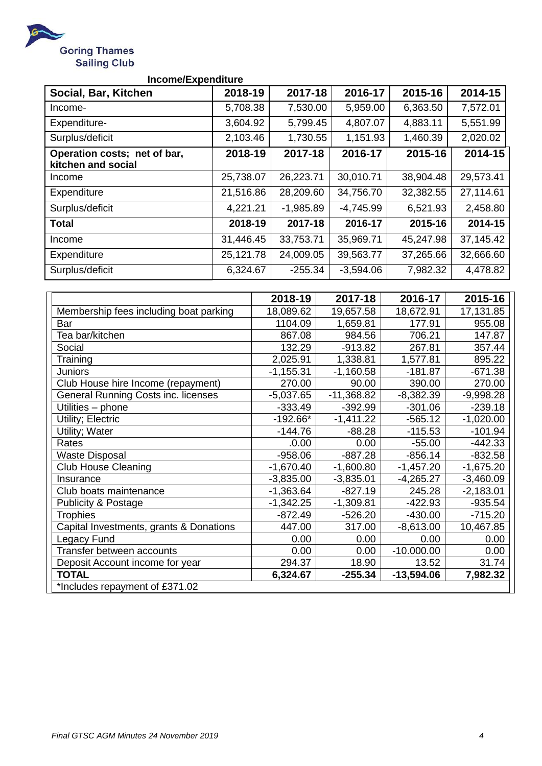Goring Thames Sailing Club

## Income/Expenditure

| Social, Bar, Kitchen | 2018-19 | 2017-18 | 2016-17 | 2015-16 | 2014-15 |
|---|---|---|---|---|---|
| Income- | 5,708.38 | 7,530.00 | 5,959.00 | 6,363.50 | 7,572.01 |
| Expenditure- | 3,604.92 | 5,799.45 | 4,807.07 | 4,883.11 | 5,551.99 |
| Surplus/deficit | 2,103.46 | 1,730.55 | 1,151.93 | 1,460.39 | 2,020.02 |
| **Operation costs; net of bar, kitchen and social** | **2018-19** | **2017-18** | **2016-17** | **2015-16** | **2014-15** |
| Income | 25,738.07 | 26,223.71 | 30,010.71 | 38,904.48 | 29,573.41 |
| Expenditure | 21,516.86 | 28,209.60 | 34,756.70 | 32,382.55 | 27,114.61 |
| Surplus/deficit | 4,221.21 | -1,985.89 | -4,745.99 | 6,521.93 | 2,458.80 |
| **Total** | **2018-19** | **2017-18** | **2016-17** | **2015-16** | **2014-15** |
| Income | 31,446.45 | 33,753.71 | 35,969.71 | 45,247.98 | 37,145.42 |
| Expenditure | 25,121.78 | 24,009.05 | 39,563.77 | 37,265.66 | 32,666.60 |
| Surplus/deficit | 6,324.67 | -255.34 | -3,594.06 | 7,982.32 | 4,478.82 |

| | 2018-19 | 2017-18 | 2016-17 | 2015-16 |
|---|---|---|---|---|
| Membership fees including boat parking | 18,089.62 | 19,657.58 | 18,672.91 | 17,131.85 |
| Bar | 1104.09 | 1,659.81 | 177.91 | 955.08 |
| Tea bar/kitchen | 867.08 | 984.56 | 706.21 | 147.87 |
| Social | 132.29 | -913.82 | 267.81 | 357.44 |
| Training | 2,025.91 | 1,338.81 | 1,577.81 | 895.22 |
| Juniors | -1,155.31 | -1,160.58 | -181.87 | -671.38 |
| Club House hire Income (repayment) | 270.00 | 90.00 | 390.00 | 270.00 |
| General Running Costs inc. licenses | -5,037.65 | -11,368.82 | -8,382.39 | -9,998.28 |
| Utilities – phone | -333.49 | -392.99 | -301.06 | -239.18 |
| Utility; Electric | -192.66* | -1,411.22 | -565.12 | -1,020.00 |
| Utility; Water | -144.76 | -88.28 | -115.53 | -101.94 |
| Rates | .0.00 | 0.00 | -55.00 | -442.33 |
| Waste Disposal | -958.06 | -887.28 | -856.14 | -832.58 |
| Club House Cleaning | -1,670.40 | -1,600.80 | -1,457.20 | -1,675.20 |
| Insurance | -3,835.00 | -3,835.01 | -4,265.27 | -3,460.09 |
| Club boats maintenance | -1,363.64 | -827.19 | 245.28 | -2,183.01 |
| Publicity & Postage | -1,342.25 | -1,309.81 | -422.93 | -935.54 |
| Trophies | -872.49 | -526.20 | -430.00 | -715.20 |
| Capital Investments, grants & Donations | 447.00 | 317.00 | -8,613.00 | 10,467.85 |
| Legacy Fund | 0.00 | 0.00 | 0.00 | 0.00 |
| Transfer between accounts | 0.00 | 0.00 | -10.000.00 | 0.00 |
| Deposit Account income for year | 294.37 | 18.90 | 13.52 | 31.74 |
| **TOTAL** | **6,324.67** | **-255.34** | **-13,594.06** | **7,982.32** |

*Includes repayment of £371.02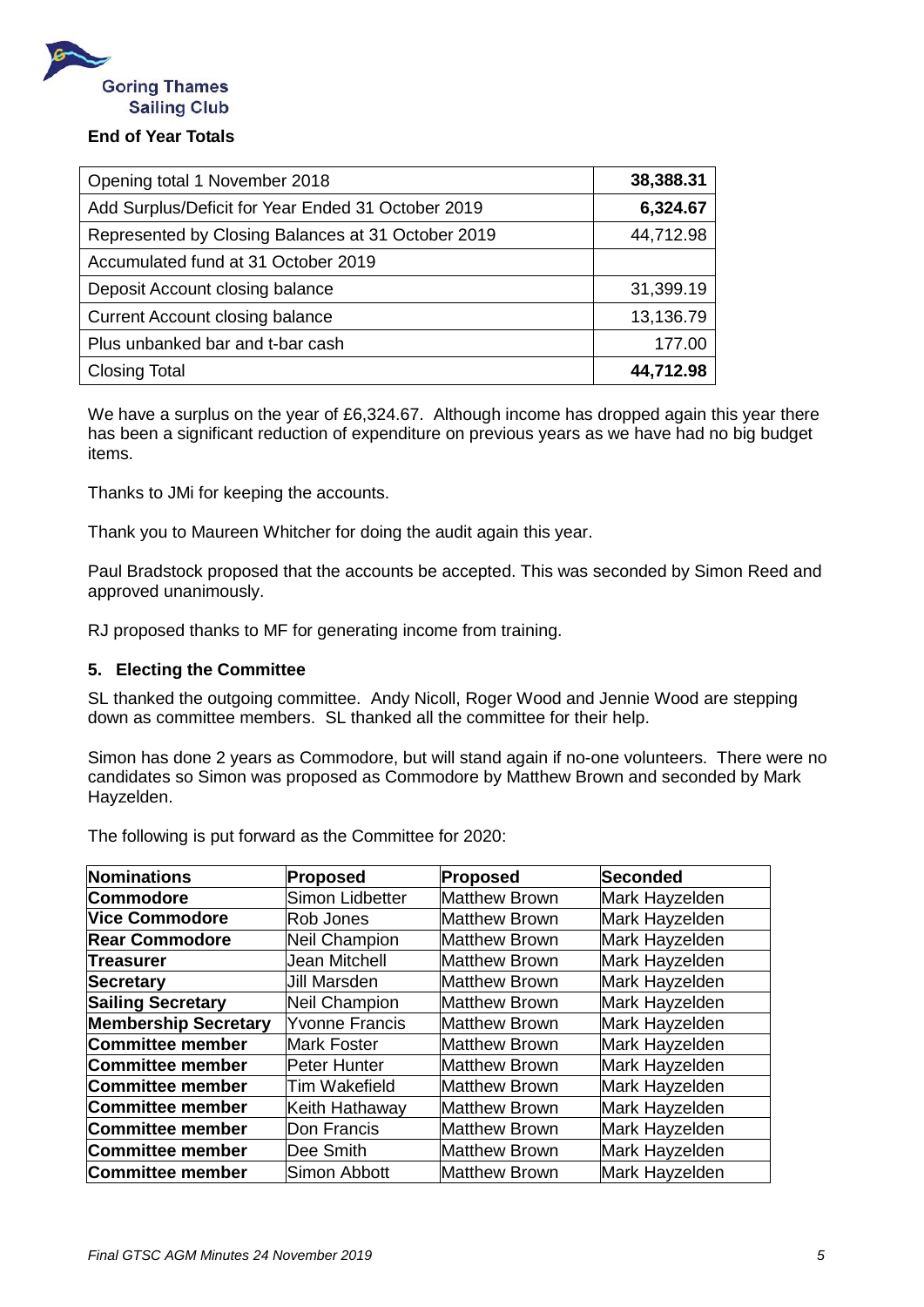Goring Thames Sailing Club

**End of Year Totals**

| Opening total 1 November 2018 | **38,388.31** |
|---|---|
| Add Surplus/Deficit for Year Ended 31 October 2019 | **6,324.67** |
| Represented by Closing Balances at 31 October 2019 | 44,712.98 |
| Accumulated fund at 31 October 2019 | |
| Deposit Account closing balance | 31,399.19 |
| Current Account closing balance | 13,136.79 |
| Plus unbanked bar and t-bar cash | 177.00 |
| Closing Total | **44,712.98** |

We have a surplus on the year of £6,324.67. Although income has dropped again this year there has been a significant reduction of expenditure on previous years as we have had no big budget items.

Thanks to JMi for keeping the accounts.

Thank you to Maureen Whitcher for doing the audit again this year.

Paul Bradstock proposed that the accounts be accepted. This was seconded by Simon Reed and approved unanimously.

RJ proposed thanks to MF for generating income from training.

## 5. Electing the Committee

SL thanked the outgoing committee. Andy Nicoll, Roger Wood and Jennie Wood are stepping down as committee members. SL thanked all the committee for their help.

Simon has done 2 years as Commodore, but will stand again if no-one volunteers. There were no candidates so Simon was proposed as Commodore by Matthew Brown and seconded by Mark Hayzelden.

The following is put forward as the Committee for 2020:

| Nominations | Proposed | Proposed | Seconded |
|---|---|---|---|
| **Commodore** | Simon Lidbetter | Matthew Brown | Mark Hayzelden |
| **Vice Commodore** | Rob Jones | Matthew Brown | Mark Hayzelden |
| **Rear Commodore** | Neil Champion | Matthew Brown | Mark Hayzelden |
| **Treasurer** | Jean Mitchell | Matthew Brown | Mark Hayzelden |
| **Secretary** | Jill Marsden | Matthew Brown | Mark Hayzelden |
| **Sailing Secretary** | Neil Champion | Matthew Brown | Mark Hayzelden |
| **Membership Secretary** | Yvonne Francis | Matthew Brown | Mark Hayzelden |
| **Committee member** | Mark Foster | Matthew Brown | Mark Hayzelden |
| **Committee member** | Peter Hunter | Matthew Brown | Mark Hayzelden |
| **Committee member** | Tim Wakefield | Matthew Brown | Mark Hayzelden |
| **Committee member** | Keith Hathaway | Matthew Brown | Mark Hayzelden |
| **Committee member** | Don Francis | Matthew Brown | Mark Hayzelden |
| **Committee member** | Dee Smith | Matthew Brown | Mark Hayzelden |
| **Committee member** | Simon Abbott | Matthew Brown | Mark Hayzelden |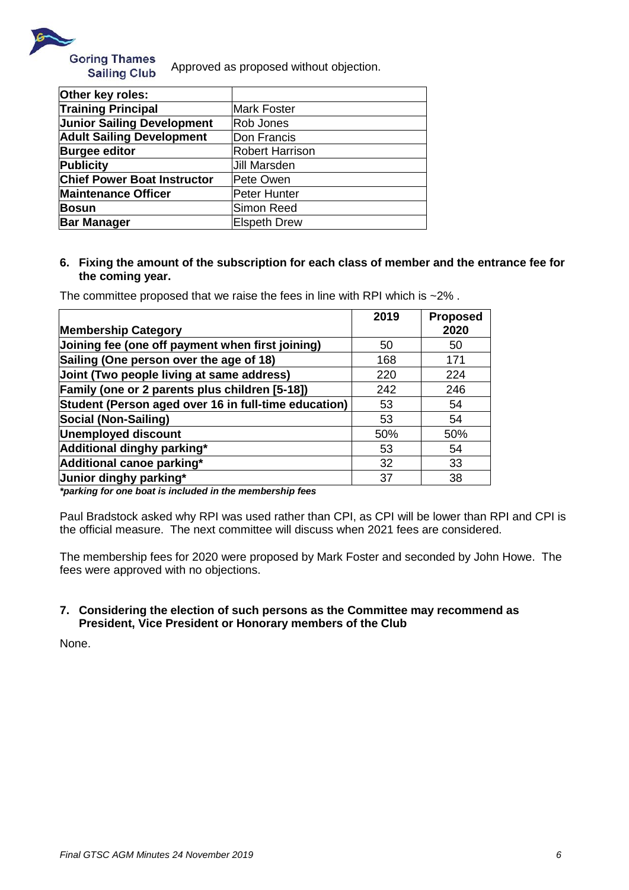Approved as proposed without objection.

| Other key roles: | |
|---|---|
| **Training Principal** | Mark Foster |
| **Junior Sailing Development** | Rob Jones |
| **Adult Sailing Development** | Don Francis |
| **Burgee editor** | Robert Harrison |
| **Publicity** | Jill Marsden |
| **Chief Power Boat Instructor** | Pete Owen |
| **Maintenance Officer** | Peter Hunter |
| **Bosun** | Simon Reed |
| **Bar Manager** | Elspeth Drew |

**6. Fixing the amount of the subscription for each class of member and the entrance fee for the coming year.**

The committee proposed that we raise the fees in line with RPI which is ~2% .

| Membership Category | 2019 | Proposed 2020 |
|---|---|---|
| **Joining fee (one off payment when first joining)** | 50 | 50 |
| **Sailing (One person over the age of 18)** | 168 | 171 |
| **Joint (Two people living at same address)** | 220 | 224 |
| **Family (one or 2 parents plus children [5-18])** | 242 | 246 |
| **Student (Person aged over 16 in full-time education)** | 53 | 54 |
| **Social (Non-Sailing)** | 53 | 54 |
| **Unemployed discount** | 50% | 50% |
| **Additional dinghy parking*** | 53 | 54 |
| **Additional canoe parking*** | 32 | 33 |
| **Junior dinghy parking*** | 37 | 38 |

***parking for one boat is included in the membership fees***

Paul Bradstock asked why RPI was used rather than CPI, as CPI will be lower than RPI and CPI is the official measure. The next committee will discuss when 2021 fees are considered.

The membership fees for 2020 were proposed by Mark Foster and seconded by John Howe. The fees were approved with no objections.

**7. Considering the election of such persons as the Committee may recommend as President, Vice President or Honorary members of the Club**

None.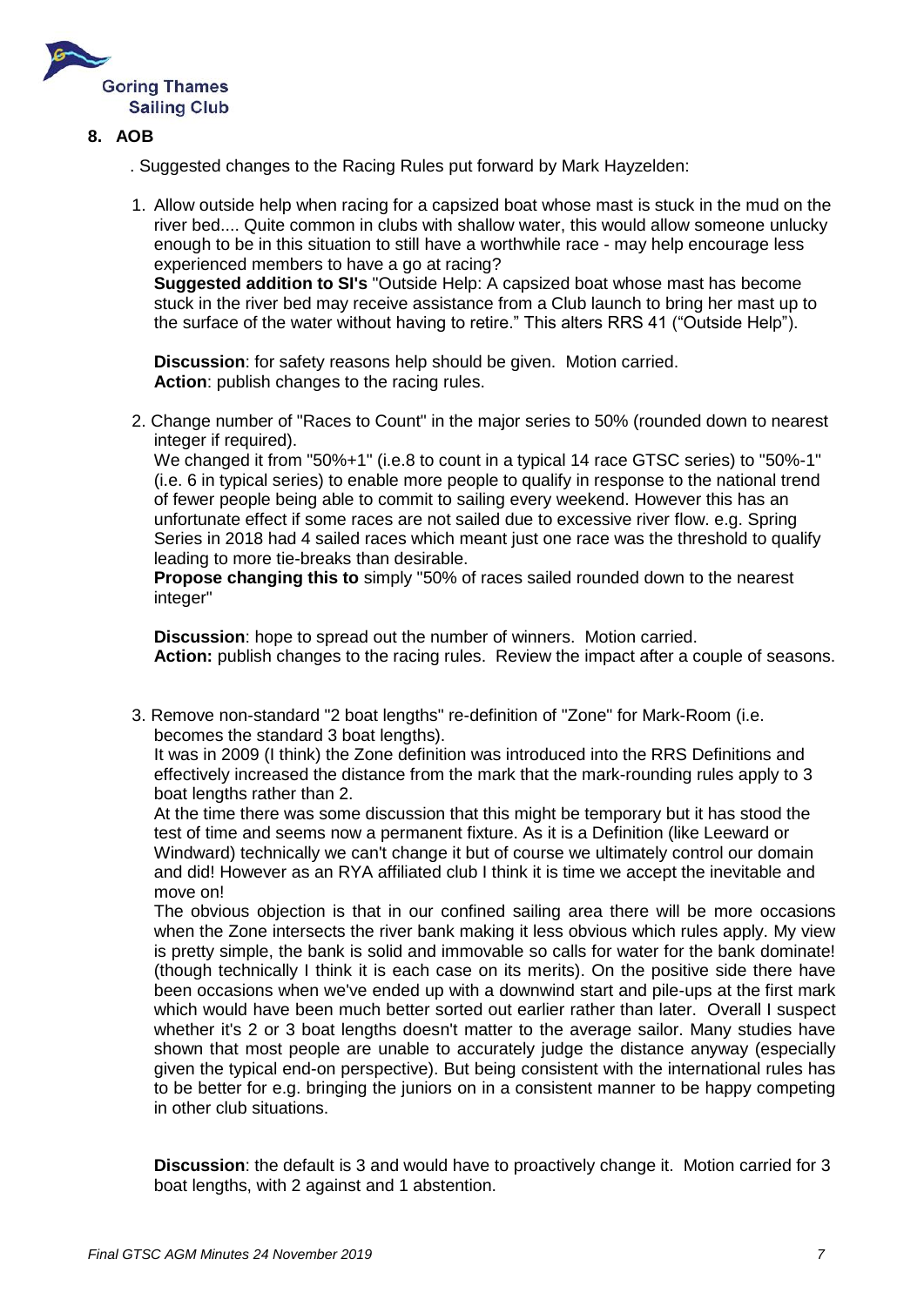## 8. AOB

. Suggested changes to the Racing Rules put forward by Mark Hayzelden:

1. Allow outside help when racing for a capsized boat whose mast is stuck in the mud on the river bed.... Quite common in clubs with shallow water, this would allow someone unlucky enough to be in this situation to still have a worthwhile race - may help encourage less experienced members to have a go at racing?
   **Suggested addition to SI's** "Outside Help: A capsized boat whose mast has become stuck in the river bed may receive assistance from a Club launch to bring her mast up to the surface of the water without having to retire." This alters RRS 41 ("Outside Help").

   **Discussion**: for safety reasons help should be given. Motion carried.
   **Action**: publish changes to the racing rules.

2. Change number of "Races to Count" in the major series to 50% (rounded down to nearest integer if required).
   We changed it from "50%+1" (i.e.8 to count in a typical 14 race GTSC series) to "50%-1" (i.e. 6 in typical series) to enable more people to qualify in response to the national trend of fewer people being able to commit to sailing every weekend. However this has an unfortunate effect if some races are not sailed due to excessive river flow. e.g. Spring Series in 2018 had 4 sailed races which meant just one race was the threshold to qualify leading to more tie-breaks than desirable.
   **Propose changing this to** simply "50% of races sailed rounded down to the nearest integer"

   **Discussion**: hope to spread out the number of winners. Motion carried.
   **Action:** publish changes to the racing rules. Review the impact after a couple of seasons.

3. Remove non-standard "2 boat lengths" re-definition of "Zone" for Mark-Room (i.e. becomes the standard 3 boat lengths).
   It was in 2009 (I think) the Zone definition was introduced into the RRS Definitions and effectively increased the distance from the mark that the mark-rounding rules apply to 3 boat lengths rather than 2.
   At the time there was some discussion that this might be temporary but it has stood the test of time and seems now a permanent fixture. As it is a Definition (like Leeward or Windward) technically we can't change it but of course we ultimately control our domain and did! However as an RYA affiliated club I think it is time we accept the inevitable and move on!
   The obvious objection is that in our confined sailing area there will be more occasions when the Zone intersects the river bank making it less obvious which rules apply. My view is pretty simple, the bank is solid and immovable so calls for water for the bank dominate! (though technically I think it is each case on its merits). On the positive side there have been occasions when we've ended up with a downwind start and pile-ups at the first mark which would have been much better sorted out earlier rather than later. Overall I suspect whether it's 2 or 3 boat lengths doesn't matter to the average sailor. Many studies have shown that most people are unable to accurately judge the distance anyway (especially given the typical end-on perspective). But being consistent with the international rules has to be better for e.g. bringing the juniors on in a consistent manner to be happy competing in other club situations.

   **Discussion**: the default is 3 and would have to proactively change it. Motion carried for 3 boat lengths, with 2 against and 1 abstention.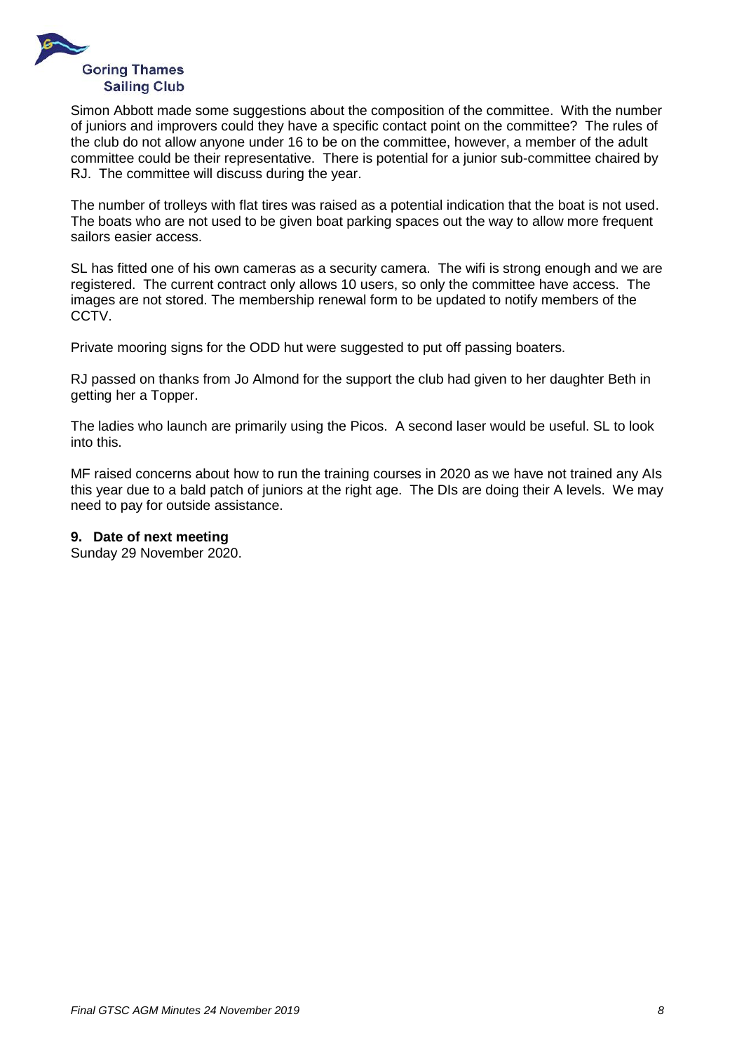Simon Abbott made some suggestions about the composition of the committee. With the number of juniors and improvers could they have a specific contact point on the committee? The rules of the club do not allow anyone under 16 to be on the committee, however, a member of the adult committee could be their representative. There is potential for a junior sub-committee chaired by RJ. The committee will discuss during the year.

The number of trolleys with flat tires was raised as a potential indication that the boat is not used. The boats who are not used to be given boat parking spaces out the way to allow more frequent sailors easier access.

SL has fitted one of his own cameras as a security camera. The wifi is strong enough and we are registered. The current contract only allows 10 users, so only the committee have access. The images are not stored. The membership renewal form to be updated to notify members of the CCTV.

Private mooring signs for the ODD hut were suggested to put off passing boaters.

RJ passed on thanks from Jo Almond for the support the club had given to her daughter Beth in getting her a Topper.

The ladies who launch are primarily using the Picos. A second laser would be useful. SL to look into this.

MF raised concerns about how to run the training courses in 2020 as we have not trained any AIs this year due to a bald patch of juniors at the right age. The DIs are doing their A levels. We may need to pay for outside assistance.

**9. Date of next meeting**

Sunday 29 November 2020.